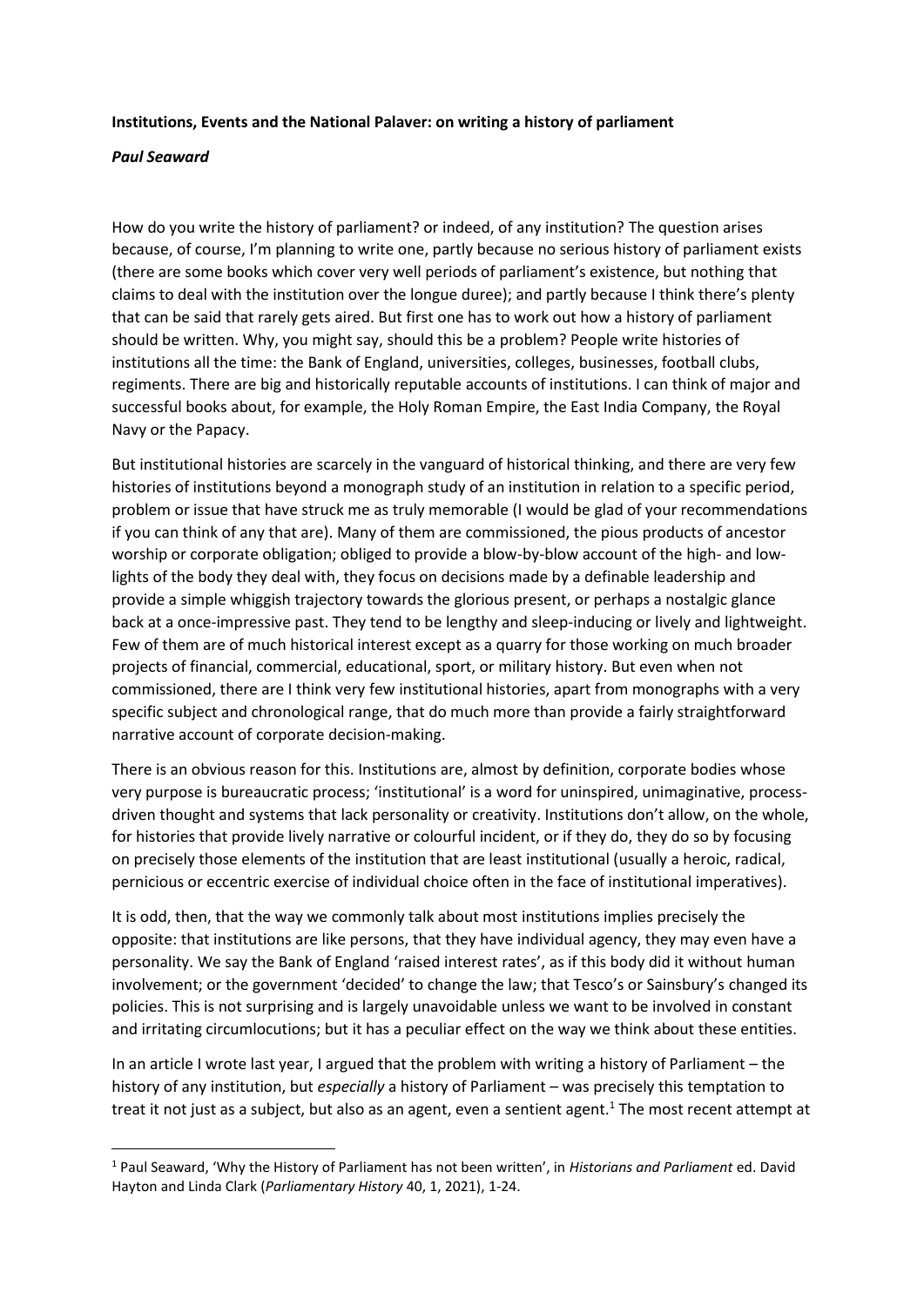**Institutions, Events and the National Palaver: on writing a history of parliament**

***Paul Seaward***

How do you write the history of parliament? or indeed, of any institution? The question arises because, of course, I'm planning to write one, partly because no serious history of parliament exists (there are some books which cover very well periods of parliament's existence, but nothing that claims to deal with the institution over the longue duree); and partly because I think there's plenty that can be said that rarely gets aired. But first one has to work out how a history of parliament should be written. Why, you might say, should this be a problem? People write histories of institutions all the time: the Bank of England, universities, colleges, businesses, football clubs, regiments. There are big and historically reputable accounts of institutions. I can think of major and successful books about, for example, the Holy Roman Empire, the East India Company, the Royal Navy or the Papacy.

But institutional histories are scarcely in the vanguard of historical thinking, and there are very few histories of institutions beyond a monograph study of an institution in relation to a specific period, problem or issue that have struck me as truly memorable (I would be glad of your recommendations if you can think of any that are). Many of them are commissioned, the pious products of ancestor worship or corporate obligation; obliged to provide a blow-by-blow account of the high- and low-lights of the body they deal with, they focus on decisions made by a definable leadership and provide a simple whiggish trajectory towards the glorious present, or perhaps a nostalgic glance back at a once-impressive past. They tend to be lengthy and sleep-inducing or lively and lightweight. Few of them are of much historical interest except as a quarry for those working on much broader projects of financial, commercial, educational, sport, or military history. But even when not commissioned, there are I think very few institutional histories, apart from monographs with a very specific subject and chronological range, that do much more than provide a fairly straightforward narrative account of corporate decision-making.

There is an obvious reason for this. Institutions are, almost by definition, corporate bodies whose very purpose is bureaucratic process; 'institutional' is a word for uninspired, unimaginative, process-driven thought and systems that lack personality or creativity. Institutions don't allow, on the whole, for histories that provide lively narrative or colourful incident, or if they do, they do so by focusing on precisely those elements of the institution that are least institutional (usually a heroic, radical, pernicious or eccentric exercise of individual choice often in the face of institutional imperatives).

It is odd, then, that the way we commonly talk about most institutions implies precisely the opposite: that institutions are like persons, that they have individual agency, they may even have a personality. We say the Bank of England 'raised interest rates', as if this body did it without human involvement; or the government 'decided' to change the law; that Tesco's or Sainsbury's changed its policies. This is not surprising and is largely unavoidable unless we want to be involved in constant and irritating circumlocutions; but it has a peculiar effect on the way we think about these entities.

In an article I wrote last year, I argued that the problem with writing a history of Parliament – the history of any institution, but *especially* a history of Parliament – was precisely this temptation to treat it not just as a subject, but also as an agent, even a sentient agent.[1] The most recent attempt at

[1] Paul Seaward, 'Why the History of Parliament has not been written', in *Historians and Parliament* ed. David Hayton and Linda Clark (*Parliamentary History* 40, 1, 2021), 1-24.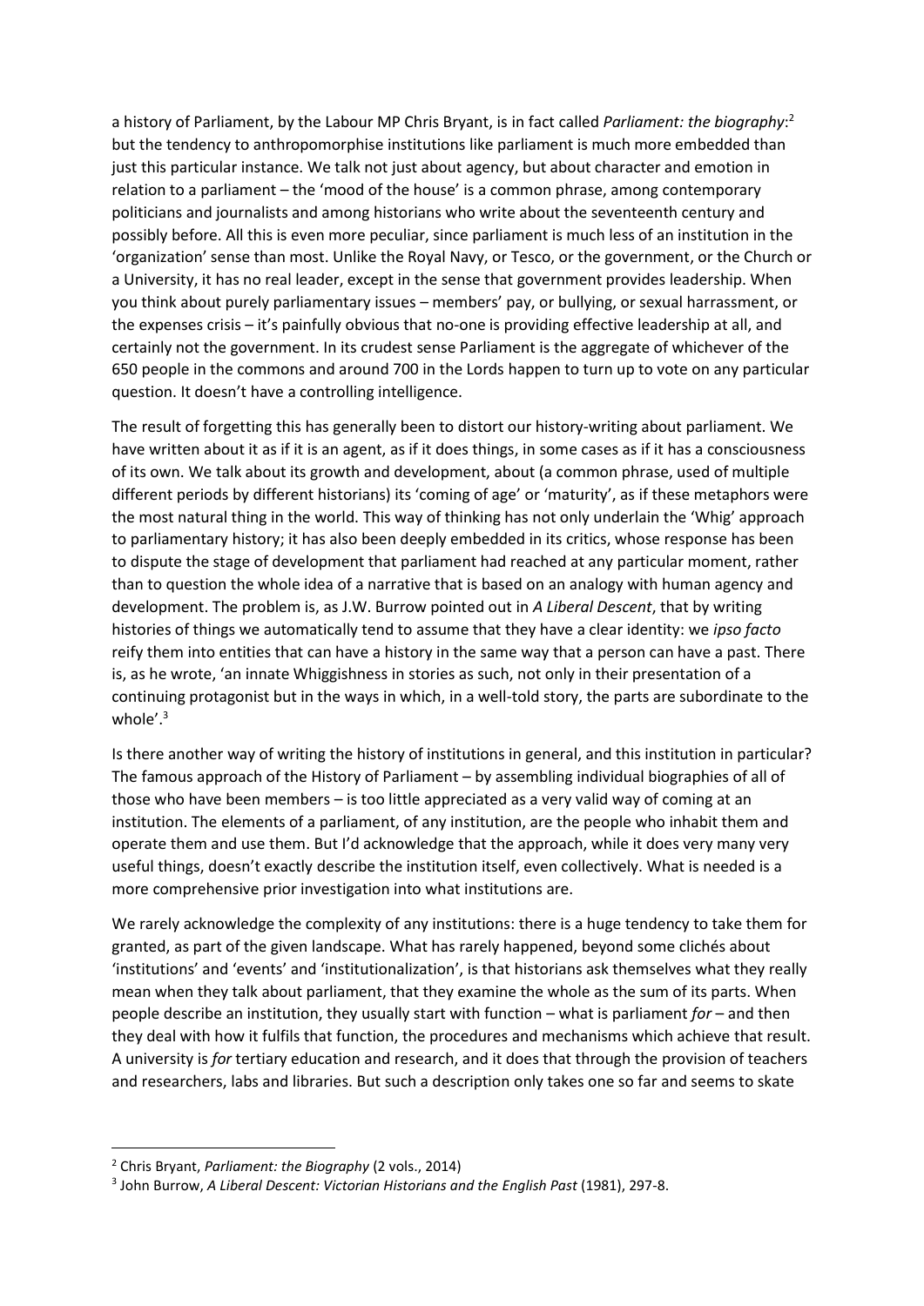a history of Parliament, by the Labour MP Chris Bryant, is in fact called *Parliament: the biography*:[2] but the tendency to anthropomorphise institutions like parliament is much more embedded than just this particular instance. We talk not just about agency, but about character and emotion in relation to a parliament – the 'mood of the house' is a common phrase, among contemporary politicians and journalists and among historians who write about the seventeenth century and possibly before. All this is even more peculiar, since parliament is much less of an institution in the 'organization' sense than most. Unlike the Royal Navy, or Tesco, or the government, or the Church or a University, it has no real leader, except in the sense that government provides leadership. When you think about purely parliamentary issues – members' pay, or bullying, or sexual harrassment, or the expenses crisis – it's painfully obvious that no-one is providing effective leadership at all, and certainly not the government. In its crudest sense Parliament is the aggregate of whichever of the 650 people in the commons and around 700 in the Lords happen to turn up to vote on any particular question. It doesn't have a controlling intelligence.

The result of forgetting this has generally been to distort our history-writing about parliament. We have written about it as if it is an agent, as if it does things, in some cases as if it has a consciousness of its own. We talk about its growth and development, about (a common phrase, used of multiple different periods by different historians) its 'coming of age' or 'maturity', as if these metaphors were the most natural thing in the world. This way of thinking has not only underlain the 'Whig' approach to parliamentary history; it has also been deeply embedded in its critics, whose response has been to dispute the stage of development that parliament had reached at any particular moment, rather than to question the whole idea of a narrative that is based on an analogy with human agency and development. The problem is, as J.W. Burrow pointed out in *A Liberal Descent*, that by writing histories of things we automatically tend to assume that they have a clear identity: we *ipso facto* reify them into entities that can have a history in the same way that a person can have a past. There is, as he wrote, 'an innate Whiggishness in stories as such, not only in their presentation of a continuing protagonist but in the ways in which, in a well-told story, the parts are subordinate to the whole'.[3]

Is there another way of writing the history of institutions in general, and this institution in particular? The famous approach of the History of Parliament – by assembling individual biographies of all of those who have been members – is too little appreciated as a very valid way of coming at an institution. The elements of a parliament, of any institution, are the people who inhabit them and operate them and use them. But I'd acknowledge that the approach, while it does very many very useful things, doesn't exactly describe the institution itself, even collectively. What is needed is a more comprehensive prior investigation into what institutions are.

We rarely acknowledge the complexity of any institutions: there is a huge tendency to take them for granted, as part of the given landscape. What has rarely happened, beyond some clichés about 'institutions' and 'events' and 'institutionalization', is that historians ask themselves what they really mean when they talk about parliament, that they examine the whole as the sum of its parts. When people describe an institution, they usually start with function – what is parliament *for* – and then they deal with how it fulfils that function, the procedures and mechanisms which achieve that result. A university is *for* tertiary education and research, and it does that through the provision of teachers and researchers, labs and libraries. But such a description only takes one so far and seems to skate

---

[2] Chris Bryant, *Parliament: the Biography* (2 vols., 2014)

[3] John Burrow, *A Liberal Descent: Victorian Historians and the English Past* (1981), 297-8.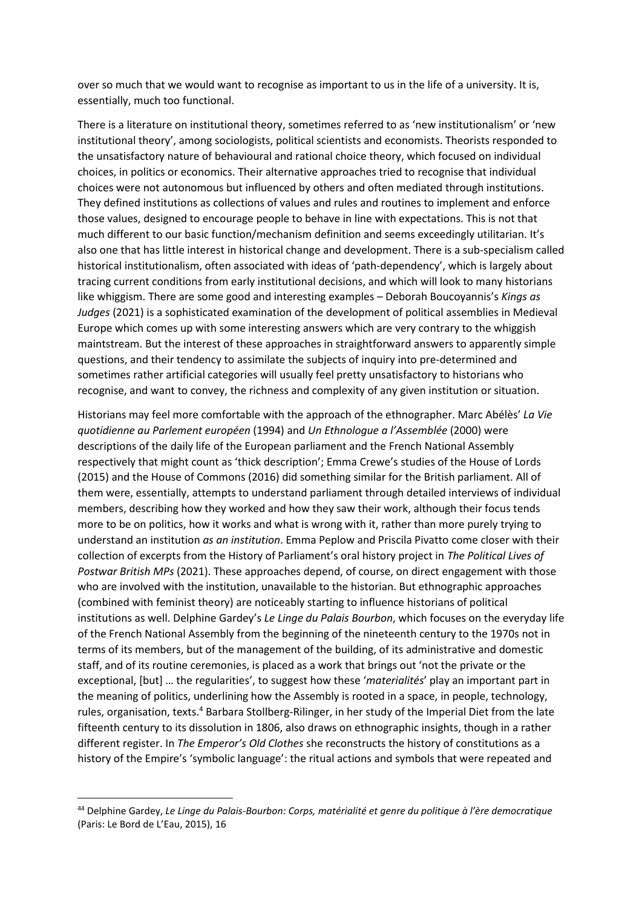over so much that we would want to recognise as important to us in the life of a university. It is, essentially, much too functional.

There is a literature on institutional theory, sometimes referred to as 'new institutionalism' or 'new institutional theory', among sociologists, political scientists and economists. Theorists responded to the unsatisfactory nature of behavioural and rational choice theory, which focused on individual choices, in politics or economics. Their alternative approaches tried to recognise that individual choices were not autonomous but influenced by others and often mediated through institutions. They defined institutions as collections of values and rules and routines to implement and enforce those values, designed to encourage people to behave in line with expectations. This is not that much different to our basic function/mechanism definition and seems exceedingly utilitarian. It's also one that has little interest in historical change and development. There is a sub-specialism called historical institutionalism, often associated with ideas of 'path-dependency', which is largely about tracing current conditions from early institutional decisions, and which will look to many historians like whiggism. There are some good and interesting examples – Deborah Boucoyannis's *Kings as Judges* (2021) is a sophisticated examination of the development of political assemblies in Medieval Europe which comes up with some interesting answers which are very contrary to the whiggish maintstream. But the interest of these approaches in straightforward answers to apparently simple questions, and their tendency to assimilate the subjects of inquiry into pre-determined and sometimes rather artificial categories will usually feel pretty unsatisfactory to historians who recognise, and want to convey, the richness and complexity of any given institution or situation.

Historians may feel more comfortable with the approach of the ethnographer. Marc Abélès' *La Vie quotidienne au Parlement européen* (1994) and *Un Ethnologue a l'Assemblée* (2000) were descriptions of the daily life of the European parliament and the French National Assembly respectively that might count as 'thick description'; Emma Crewe's studies of the House of Lords (2015) and the House of Commons (2016) did something similar for the British parliament. All of them were, essentially, attempts to understand parliament through detailed interviews of individual members, describing how they worked and how they saw their work, although their focus tends more to be on politics, how it works and what is wrong with it, rather than more purely trying to understand an institution *as an institution*. Emma Peplow and Priscila Pivatto come closer with their collection of excerpts from the History of Parliament's oral history project in *The Political Lives of Postwar British MPs* (2021). These approaches depend, of course, on direct engagement with those who are involved with the institution, unavailable to the historian. But ethnographic approaches (combined with feminist theory) are noticeably starting to influence historians of political institutions as well. Delphine Gardey's *Le Linge du Palais Bourbon*, which focuses on the everyday life of the French National Assembly from the beginning of the nineteenth century to the 1970s not in terms of its members, but of the management of the building, of its administrative and domestic staff, and of its routine ceremonies, is placed as a work that brings out 'not the private or the exceptional, [but] … the regularities', to suggest how these '*materialités*' play an important part in the meaning of politics, underlining how the Assembly is rooted in a space, in people, technology, rules, organisation, texts.[4] Barbara Stollberg-Rilinger, in her study of the Imperial Diet from the late fifteenth century to its dissolution in 1806, also draws on ethnographic insights, though in a rather different register. In *The Emperor's Old Clothes* she reconstructs the history of constitutions as a history of the Empire's 'symbolic language': the ritual actions and symbols that were repeated and

---

[44] Delphine Gardey, *Le Linge du Palais-Bourbon: Corps, matérialité et genre du politique à l'ère democratique* (Paris: Le Bord de L'Eau, 2015), 16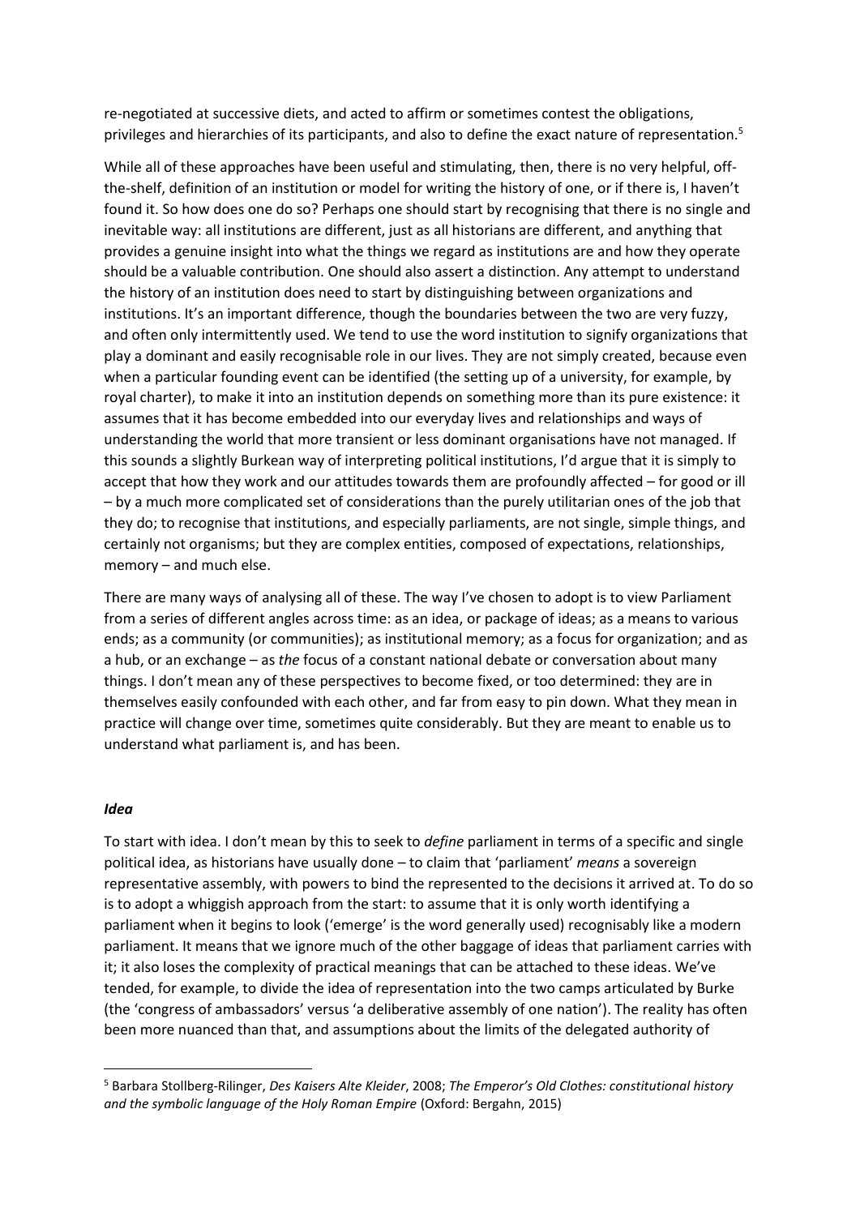re-negotiated at successive diets, and acted to affirm or sometimes contest the obligations, privileges and hierarchies of its participants, and also to define the exact nature of representation.[5]

While all of these approaches have been useful and stimulating, then, there is no very helpful, off-the-shelf, definition of an institution or model for writing the history of one, or if there is, I haven't found it. So how does one do so? Perhaps one should start by recognising that there is no single and inevitable way: all institutions are different, just as all historians are different, and anything that provides a genuine insight into what the things we regard as institutions are and how they operate should be a valuable contribution. One should also assert a distinction. Any attempt to understand the history of an institution does need to start by distinguishing between organizations and institutions. It's an important difference, though the boundaries between the two are very fuzzy, and often only intermittently used. We tend to use the word institution to signify organizations that play a dominant and easily recognisable role in our lives. They are not simply created, because even when a particular founding event can be identified (the setting up of a university, for example, by royal charter), to make it into an institution depends on something more than its pure existence: it assumes that it has become embedded into our everyday lives and relationships and ways of understanding the world that more transient or less dominant organisations have not managed. If this sounds a slightly Burkean way of interpreting political institutions, I'd argue that it is simply to accept that how they work and our attitudes towards them are profoundly affected – for good or ill – by a much more complicated set of considerations than the purely utilitarian ones of the job that they do; to recognise that institutions, and especially parliaments, are not single, simple things, and certainly not organisms; but they are complex entities, composed of expectations, relationships, memory – and much else.

There are many ways of analysing all of these. The way I've chosen to adopt is to view Parliament from a series of different angles across time: as an idea, or package of ideas; as a means to various ends; as a community (or communities); as institutional memory; as a focus for organization; and as a hub, or an exchange – as *the* focus of a constant national debate or conversation about many things. I don't mean any of these perspectives to become fixed, or too determined: they are in themselves easily confounded with each other, and far from easy to pin down. What they mean in practice will change over time, sometimes quite considerably. But they are meant to enable us to understand what parliament is, and has been.

### ***Idea***

To start with idea. I don't mean by this to seek to *define* parliament in terms of a specific and single political idea, as historians have usually done – to claim that 'parliament' *means* a sovereign representative assembly, with powers to bind the represented to the decisions it arrived at. To do so is to adopt a whiggish approach from the start: to assume that it is only worth identifying a parliament when it begins to look ('emerge' is the word generally used) recognisably like a modern parliament. It means that we ignore much of the other baggage of ideas that parliament carries with it; it also loses the complexity of practical meanings that can be attached to these ideas. We've tended, for example, to divide the idea of representation into the two camps articulated by Burke (the 'congress of ambassadors' versus 'a deliberative assembly of one nation'). The reality has often been more nuanced than that, and assumptions about the limits of the delegated authority of

---

[5] Barbara Stollberg-Rilinger, *Des Kaisers Alte Kleider*, 2008; *The Emperor's Old Clothes: constitutional history and the symbolic language of the Holy Roman Empire* (Oxford: Bergahn, 2015)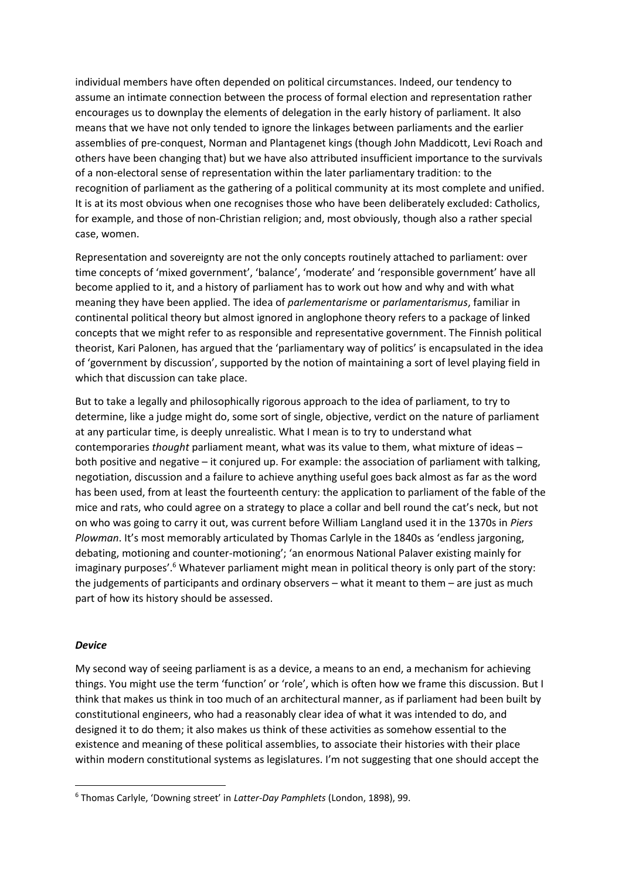individual members have often depended on political circumstances. Indeed, our tendency to assume an intimate connection between the process of formal election and representation rather encourages us to downplay the elements of delegation in the early history of parliament. It also means that we have not only tended to ignore the linkages between parliaments and the earlier assemblies of pre-conquest, Norman and Plantagenet kings (though John Maddicott, Levi Roach and others have been changing that) but we have also attributed insufficient importance to the survivals of a non-electoral sense of representation within the later parliamentary tradition: to the recognition of parliament as the gathering of a political community at its most complete and unified. It is at its most obvious when one recognises those who have been deliberately excluded: Catholics, for example, and those of non-Christian religion; and, most obviously, though also a rather special case, women.

Representation and sovereignty are not the only concepts routinely attached to parliament: over time concepts of 'mixed government', 'balance', 'moderate' and 'responsible government' have all become applied to it, and a history of parliament has to work out how and why and with what meaning they have been applied. The idea of *parlementarisme* or *parlamentarismus*, familiar in continental political theory but almost ignored in anglophone theory refers to a package of linked concepts that we might refer to as responsible and representative government. The Finnish political theorist, Kari Palonen, has argued that the 'parliamentary way of politics' is encapsulated in the idea of 'government by discussion', supported by the notion of maintaining a sort of level playing field in which that discussion can take place.

But to take a legally and philosophically rigorous approach to the idea of parliament, to try to determine, like a judge might do, some sort of single, objective, verdict on the nature of parliament at any particular time, is deeply unrealistic. What I mean is to try to understand what contemporaries *thought* parliament meant, what was its value to them, what mixture of ideas – both positive and negative – it conjured up. For example: the association of parliament with talking, negotiation, discussion and a failure to achieve anything useful goes back almost as far as the word has been used, from at least the fourteenth century: the application to parliament of the fable of the mice and rats, who could agree on a strategy to place a collar and bell round the cat's neck, but not on who was going to carry it out, was current before William Langland used it in the 1370s in *Piers Plowman*. It's most memorably articulated by Thomas Carlyle in the 1840s as 'endless jargoning, debating, motioning and counter-motioning'; 'an enormous National Palaver existing mainly for imaginary purposes'.[6] Whatever parliament might mean in political theory is only part of the story: the judgements of participants and ordinary observers – what it meant to them – are just as much part of how its history should be assessed.

### ***Device***

My second way of seeing parliament is as a device, a means to an end, a mechanism for achieving things. You might use the term 'function' or 'role', which is often how we frame this discussion. But I think that makes us think in too much of an architectural manner, as if parliament had been built by constitutional engineers, who had a reasonably clear idea of what it was intended to do, and designed it to do them; it also makes us think of these activities as somehow essential to the existence and meaning of these political assemblies, to associate their histories with their place within modern constitutional systems as legislatures. I'm not suggesting that one should accept the

---

[6] Thomas Carlyle, 'Downing street' in *Latter-Day Pamphlets* (London, 1898), 99.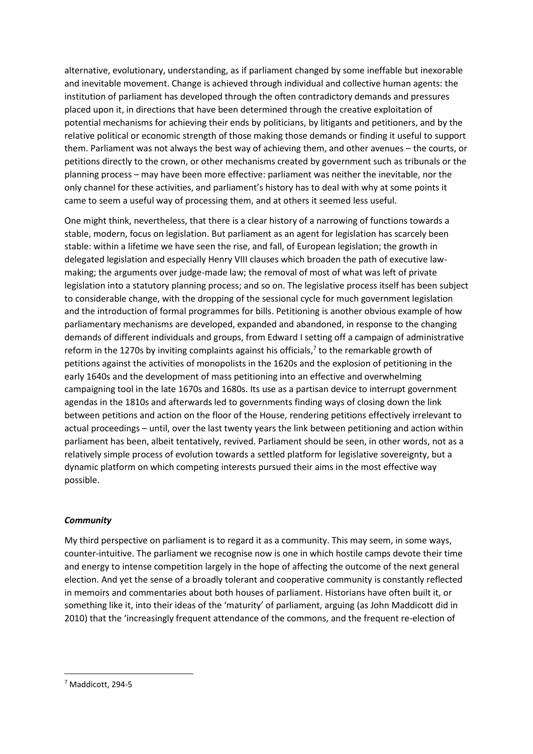alternative, evolutionary, understanding, as if parliament changed by some ineffable but inexorable and inevitable movement. Change is achieved through individual and collective human agents: the institution of parliament has developed through the often contradictory demands and pressures placed upon it, in directions that have been determined through the creative exploitation of potential mechanisms for achieving their ends by politicians, by litigants and petitioners, and by the relative political or economic strength of those making those demands or finding it useful to support them. Parliament was not always the best way of achieving them, and other avenues – the courts, or petitions directly to the crown, or other mechanisms created by government such as tribunals or the planning process – may have been more effective: parliament was neither the inevitable, nor the only channel for these activities, and parliament's history has to deal with why at some points it came to seem a useful way of processing them, and at others it seemed less useful.

One might think, nevertheless, that there is a clear history of a narrowing of functions towards a stable, modern, focus on legislation. But parliament as an agent for legislation has scarcely been stable: within a lifetime we have seen the rise, and fall, of European legislation; the growth in delegated legislation and especially Henry VIII clauses which broaden the path of executive law-making; the arguments over judge-made law; the removal of most of what was left of private legislation into a statutory planning process; and so on. The legislative process itself has been subject to considerable change, with the dropping of the sessional cycle for much government legislation and the introduction of formal programmes for bills. Petitioning is another obvious example of how parliamentary mechanisms are developed, expanded and abandoned, in response to the changing demands of different individuals and groups, from Edward I setting off a campaign of administrative reform in the 1270s by inviting complaints against his officials,[7] to the remarkable growth of petitions against the activities of monopolists in the 1620s and the explosion of petitioning in the early 1640s and the development of mass petitioning into an effective and overwhelming campaigning tool in the late 1670s and 1680s. Its use as a partisan device to interrupt government agendas in the 1810s and afterwards led to governments finding ways of closing down the link between petitions and action on the floor of the House, rendering petitions effectively irrelevant to actual proceedings – until, over the last twenty years the link between petitioning and action within parliament has been, albeit tentatively, revived. Parliament should be seen, in other words, not as a relatively simple process of evolution towards a settled platform for legislative sovereignty, but a dynamic platform on which competing interests pursued their aims in the most effective way possible.

### *Community*

My third perspective on parliament is to regard it as a community. This may seem, in some ways, counter-intuitive. The parliament we recognise now is one in which hostile camps devote their time and energy to intense competition largely in the hope of affecting the outcome of the next general election. And yet the sense of a broadly tolerant and cooperative community is constantly reflected in memoirs and commentaries about both houses of parliament. Historians have often built it, or something like it, into their ideas of the 'maturity' of parliament, arguing (as John Maddicott did in 2010) that the 'increasingly frequent attendance of the commons, and the frequent re-election of

---

[7] Maddicott, 294-5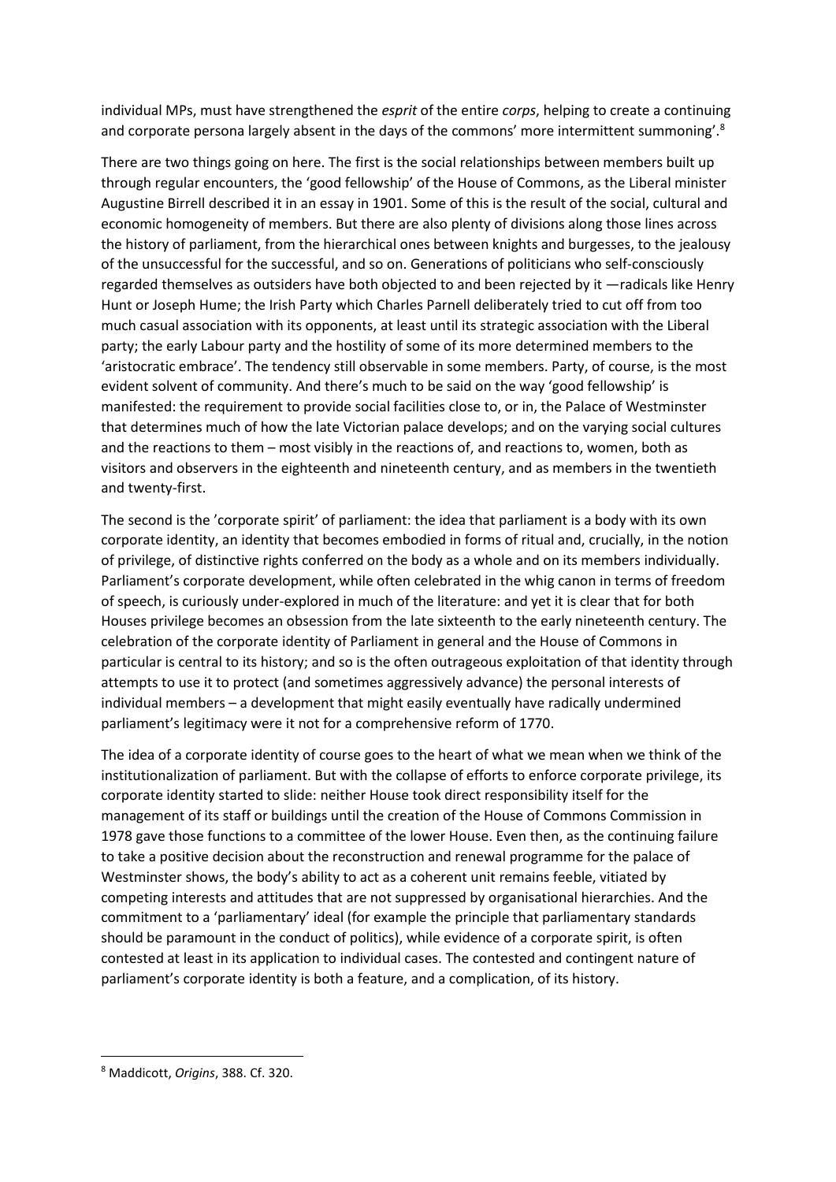individual MPs, must have strengthened the *esprit* of the entire *corps*, helping to create a continuing and corporate persona largely absent in the days of the commons' more intermittent summoning'.[8]

There are two things going on here. The first is the social relationships between members built up through regular encounters, the 'good fellowship' of the House of Commons, as the Liberal minister Augustine Birrell described it in an essay in 1901. Some of this is the result of the social, cultural and economic homogeneity of members. But there are also plenty of divisions along those lines across the history of parliament, from the hierarchical ones between knights and burgesses, to the jealousy of the unsuccessful for the successful, and so on. Generations of politicians who self-consciously regarded themselves as outsiders have both objected to and been rejected by it —radicals like Henry Hunt or Joseph Hume; the Irish Party which Charles Parnell deliberately tried to cut off from too much casual association with its opponents, at least until its strategic association with the Liberal party; the early Labour party and the hostility of some of its more determined members to the 'aristocratic embrace'. The tendency still observable in some members. Party, of course, is the most evident solvent of community. And there's much to be said on the way 'good fellowship' is manifested: the requirement to provide social facilities close to, or in, the Palace of Westminster that determines much of how the late Victorian palace develops; and on the varying social cultures and the reactions to them – most visibly in the reactions of, and reactions to, women, both as visitors and observers in the eighteenth and nineteenth century, and as members in the twentieth and twenty-first.

The second is the 'corporate spirit' of parliament: the idea that parliament is a body with its own corporate identity, an identity that becomes embodied in forms of ritual and, crucially, in the notion of privilege, of distinctive rights conferred on the body as a whole and on its members individually. Parliament's corporate development, while often celebrated in the whig canon in terms of freedom of speech, is curiously under-explored in much of the literature: and yet it is clear that for both Houses privilege becomes an obsession from the late sixteenth to the early nineteenth century. The celebration of the corporate identity of Parliament in general and the House of Commons in particular is central to its history; and so is the often outrageous exploitation of that identity through attempts to use it to protect (and sometimes aggressively advance) the personal interests of individual members – a development that might easily eventually have radically undermined parliament's legitimacy were it not for a comprehensive reform of 1770.

The idea of a corporate identity of course goes to the heart of what we mean when we think of the institutionalization of parliament. But with the collapse of efforts to enforce corporate privilege, its corporate identity started to slide: neither House took direct responsibility itself for the management of its staff or buildings until the creation of the House of Commons Commission in 1978 gave those functions to a committee of the lower House. Even then, as the continuing failure to take a positive decision about the reconstruction and renewal programme for the palace of Westminster shows, the body's ability to act as a coherent unit remains feeble, vitiated by competing interests and attitudes that are not suppressed by organisational hierarchies. And the commitment to a 'parliamentary' ideal (for example the principle that parliamentary standards should be paramount in the conduct of politics), while evidence of a corporate spirit, is often contested at least in its application to individual cases. The contested and contingent nature of parliament's corporate identity is both a feature, and a complication, of its history.

---

[8] Maddicott, *Origins*, 388. Cf. 320.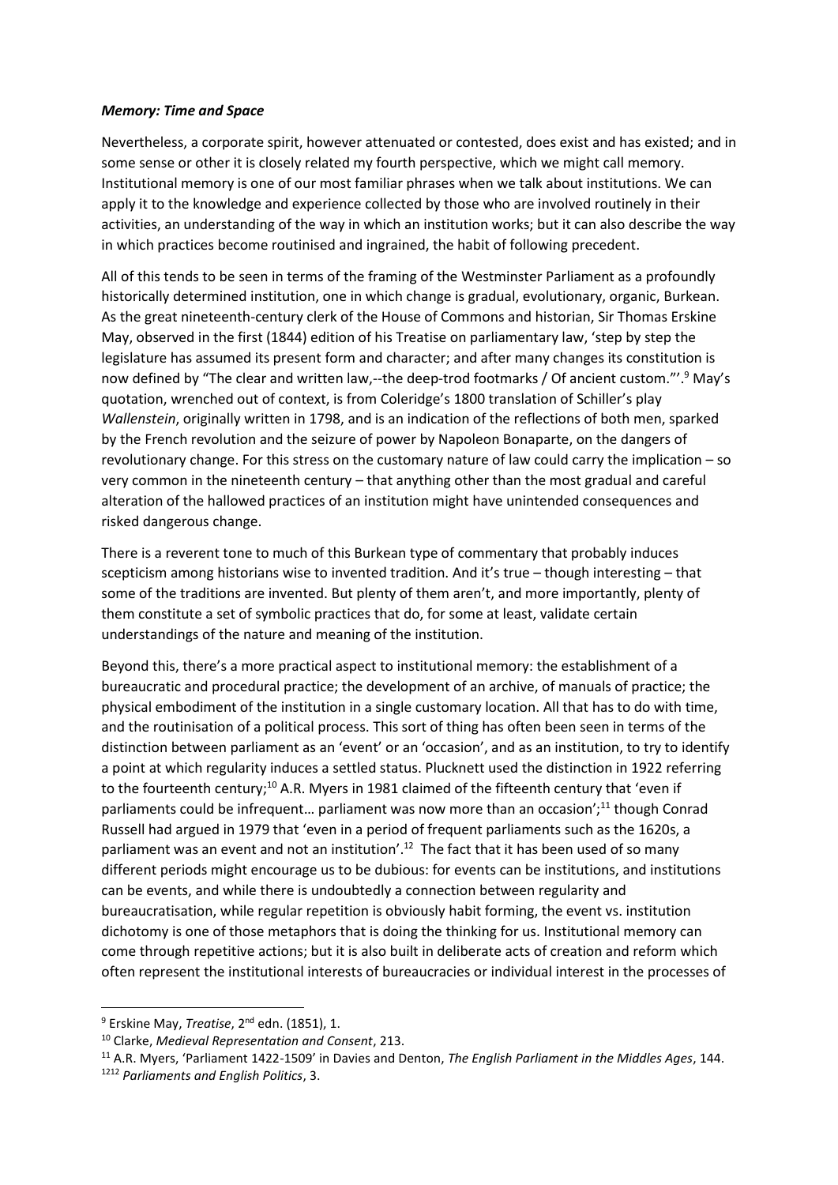### ***Memory: Time and Space***

Nevertheless, a corporate spirit, however attenuated or contested, does exist and has existed; and in some sense or other it is closely related my fourth perspective, which we might call memory. Institutional memory is one of our most familiar phrases when we talk about institutions. We can apply it to the knowledge and experience collected by those who are involved routinely in their activities, an understanding of the way in which an institution works; but it can also describe the way in which practices become routinised and ingrained, the habit of following precedent.

All of this tends to be seen in terms of the framing of the Westminster Parliament as a profoundly historically determined institution, one in which change is gradual, evolutionary, organic, Burkean. As the great nineteenth-century clerk of the House of Commons and historian, Sir Thomas Erskine May, observed in the first (1844) edition of his Treatise on parliamentary law, 'step by step the legislature has assumed its present form and character; and after many changes its constitution is now defined by "The clear and written law,--the deep-trod footmarks / Of ancient custom."'.[9] May's quotation, wrenched out of context, is from Coleridge's 1800 translation of Schiller's play *Wallenstein*, originally written in 1798, and is an indication of the reflections of both men, sparked by the French revolution and the seizure of power by Napoleon Bonaparte, on the dangers of revolutionary change. For this stress on the customary nature of law could carry the implication – so very common in the nineteenth century – that anything other than the most gradual and careful alteration of the hallowed practices of an institution might have unintended consequences and risked dangerous change.

There is a reverent tone to much of this Burkean type of commentary that probably induces scepticism among historians wise to invented tradition. And it's true – though interesting – that some of the traditions are invented. But plenty of them aren't, and more importantly, plenty of them constitute a set of symbolic practices that do, for some at least, validate certain understandings of the nature and meaning of the institution.

Beyond this, there's a more practical aspect to institutional memory: the establishment of a bureaucratic and procedural practice; the development of an archive, of manuals of practice; the physical embodiment of the institution in a single customary location. All that has to do with time, and the routinisation of a political process. This sort of thing has often been seen in terms of the distinction between parliament as an 'event' or an 'occasion', and as an institution, to try to identify a point at which regularity induces a settled status. Plucknett used the distinction in 1922 referring to the fourteenth century;[10] A.R. Myers in 1981 claimed of the fifteenth century that 'even if parliaments could be infrequent… parliament was now more than an occasion';[11] though Conrad Russell had argued in 1979 that 'even in a period of frequent parliaments such as the 1620s, a parliament was an event and not an institution'.[12] The fact that it has been used of so many different periods might encourage us to be dubious: for events can be institutions, and institutions can be events, and while there is undoubtedly a connection between regularity and bureaucratisation, while regular repetition is obviously habit forming, the event vs. institution dichotomy is one of those metaphors that is doing the thinking for us. Institutional memory can come through repetitive actions; but it is also built in deliberate acts of creation and reform which often represent the institutional interests of bureaucracies or individual interest in the processes of

---

[9] Erskine May, *Treatise*, 2nd edn. (1851), 1.

[10] Clarke, *Medieval Representation and Consent*, 213.

[11] A.R. Myers, 'Parliament 1422-1509' in Davies and Denton, *The English Parliament in the Middles Ages*, 144.

[12] *Parliaments and English Politics*, 3.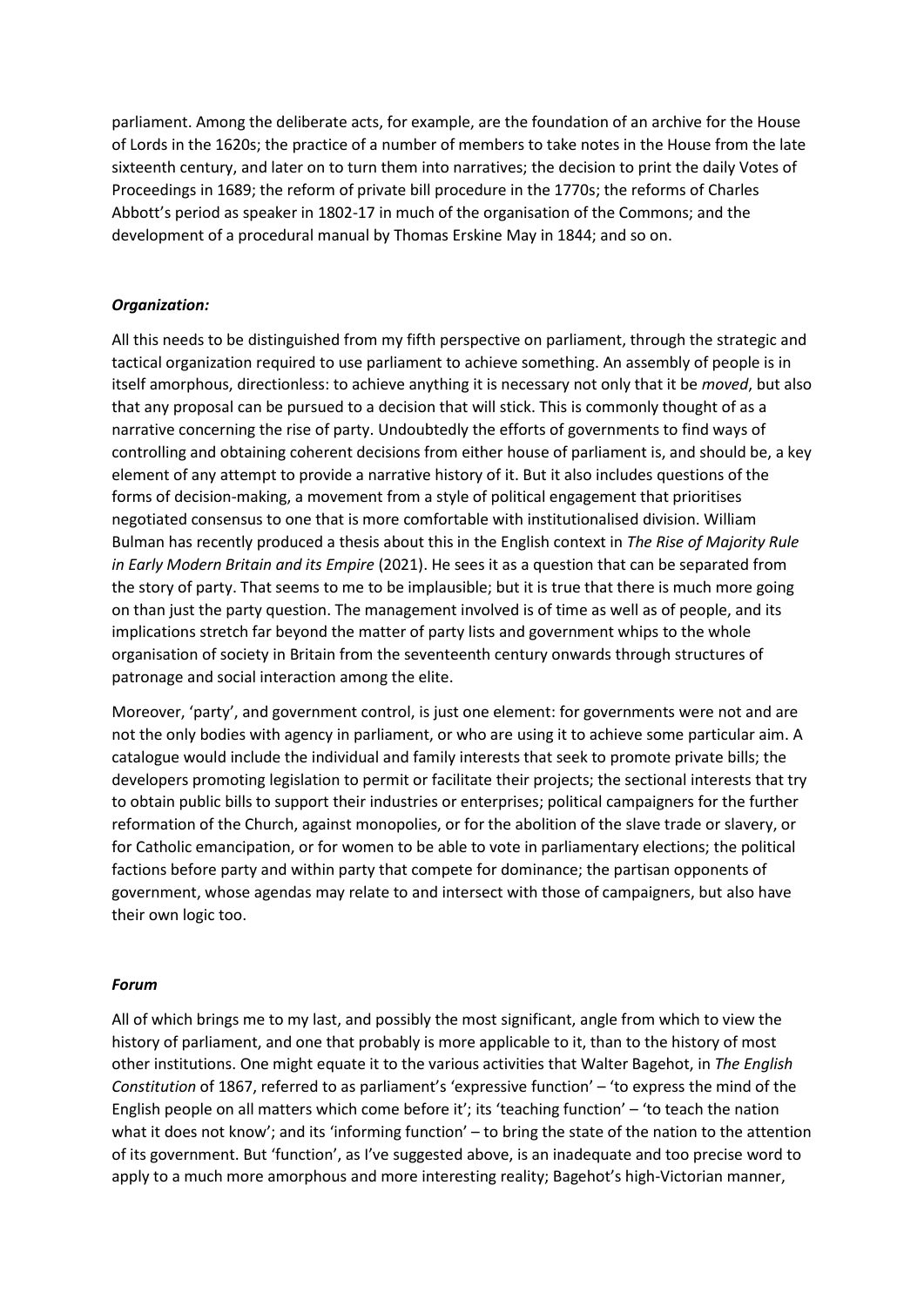parliament. Among the deliberate acts, for example, are the foundation of an archive for the House of Lords in the 1620s; the practice of a number of members to take notes in the House from the late sixteenth century, and later on to turn them into narratives; the decision to print the daily Votes of Proceedings in 1689; the reform of private bill procedure in the 1770s; the reforms of Charles Abbott's period as speaker in 1802-17 in much of the organisation of the Commons; and the development of a procedural manual by Thomas Erskine May in 1844; and so on.

### ***Organization:***

All this needs to be distinguished from my fifth perspective on parliament, through the strategic and tactical organization required to use parliament to achieve something. An assembly of people is in itself amorphous, directionless: to achieve anything it is necessary not only that it be *moved*, but also that any proposal can be pursued to a decision that will stick. This is commonly thought of as a narrative concerning the rise of party. Undoubtedly the efforts of governments to find ways of controlling and obtaining coherent decisions from either house of parliament is, and should be, a key element of any attempt to provide a narrative history of it. But it also includes questions of the forms of decision-making, a movement from a style of political engagement that prioritises negotiated consensus to one that is more comfortable with institutionalised division. William Bulman has recently produced a thesis about this in the English context in *The Rise of Majority Rule in Early Modern Britain and its Empire* (2021). He sees it as a question that can be separated from the story of party. That seems to me to be implausible; but it is true that there is much more going on than just the party question. The management involved is of time as well as of people, and its implications stretch far beyond the matter of party lists and government whips to the whole organisation of society in Britain from the seventeenth century onwards through structures of patronage and social interaction among the elite.

Moreover, 'party', and government control, is just one element: for governments were not and are not the only bodies with agency in parliament, or who are using it to achieve some particular aim. A catalogue would include the individual and family interests that seek to promote private bills; the developers promoting legislation to permit or facilitate their projects; the sectional interests that try to obtain public bills to support their industries or enterprises; political campaigners for the further reformation of the Church, against monopolies, or for the abolition of the slave trade or slavery, or for Catholic emancipation, or for women to be able to vote in parliamentary elections; the political factions before party and within party that compete for dominance; the partisan opponents of government, whose agendas may relate to and intersect with those of campaigners, but also have their own logic too.

### ***Forum***

All of which brings me to my last, and possibly the most significant, angle from which to view the history of parliament, and one that probably is more applicable to it, than to the history of most other institutions. One might equate it to the various activities that Walter Bagehot, in *The English Constitution* of 1867, referred to as parliament's 'expressive function' – 'to express the mind of the English people on all matters which come before it'; its 'teaching function' – 'to teach the nation what it does not know'; and its 'informing function' – to bring the state of the nation to the attention of its government. But 'function', as I've suggested above, is an inadequate and too precise word to apply to a much more amorphous and more interesting reality; Bagehot's high-Victorian manner,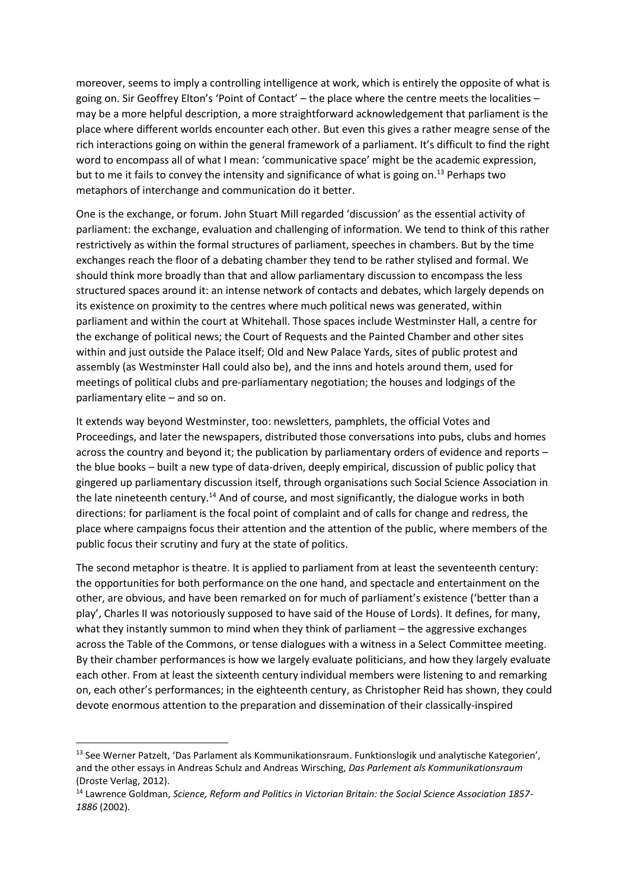moreover, seems to imply a controlling intelligence at work, which is entirely the opposite of what is going on. Sir Geoffrey Elton's 'Point of Contact' – the place where the centre meets the localities – may be a more helpful description, a more straightforward acknowledgement that parliament is the place where different worlds encounter each other. But even this gives a rather meagre sense of the rich interactions going on within the general framework of a parliament. It's difficult to find the right word to encompass all of what I mean: 'communicative space' might be the academic expression, but to me it fails to convey the intensity and significance of what is going on.[13] Perhaps two metaphors of interchange and communication do it better.

One is the exchange, or forum. John Stuart Mill regarded 'discussion' as the essential activity of parliament: the exchange, evaluation and challenging of information. We tend to think of this rather restrictively as within the formal structures of parliament, speeches in chambers. But by the time exchanges reach the floor of a debating chamber they tend to be rather stylised and formal. We should think more broadly than that and allow parliamentary discussion to encompass the less structured spaces around it: an intense network of contacts and debates, which largely depends on its existence on proximity to the centres where much political news was generated, within parliament and within the court at Whitehall. Those spaces include Westminster Hall, a centre for the exchange of political news; the Court of Requests and the Painted Chamber and other sites within and just outside the Palace itself; Old and New Palace Yards, sites of public protest and assembly (as Westminster Hall could also be), and the inns and hotels around them, used for meetings of political clubs and pre-parliamentary negotiation; the houses and lodgings of the parliamentary elite – and so on.

It extends way beyond Westminster, too: newsletters, pamphlets, the official Votes and Proceedings, and later the newspapers, distributed those conversations into pubs, clubs and homes across the country and beyond it; the publication by parliamentary orders of evidence and reports – the blue books – built a new type of data-driven, deeply empirical, discussion of public policy that gingered up parliamentary discussion itself, through organisations such Social Science Association in the late nineteenth century.[14] And of course, and most significantly, the dialogue works in both directions: for parliament is the focal point of complaint and of calls for change and redress, the place where campaigns focus their attention and the attention of the public, where members of the public focus their scrutiny and fury at the state of politics.

The second metaphor is theatre. It is applied to parliament from at least the seventeenth century: the opportunities for both performance on the one hand, and spectacle and entertainment on the other, are obvious, and have been remarked on for much of parliament's existence ('better than a play', Charles II was notoriously supposed to have said of the House of Lords). It defines, for many, what they instantly summon to mind when they think of parliament – the aggressive exchanges across the Table of the Commons, or tense dialogues with a witness in a Select Committee meeting. By their chamber performances is how we largely evaluate politicians, and how they largely evaluate each other. From at least the sixteenth century individual members were listening to and remarking on, each other's performances; in the eighteenth century, as Christopher Reid has shown, they could devote enormous attention to the preparation and dissemination of their classically-inspired

---

[13] See Werner Patzelt, 'Das Parlament als Kommunikationsraum. Funktionslogik und analytische Kategorien', and the other essays in Andreas Schulz and Andreas Wirsching, *Das Parlement als Kommunikationsraum* (Droste Verlag, 2012).

[14] Lawrence Goldman, *Science, Reform and Politics in Victorian Britain: the Social Science Association 1857-1886* (2002).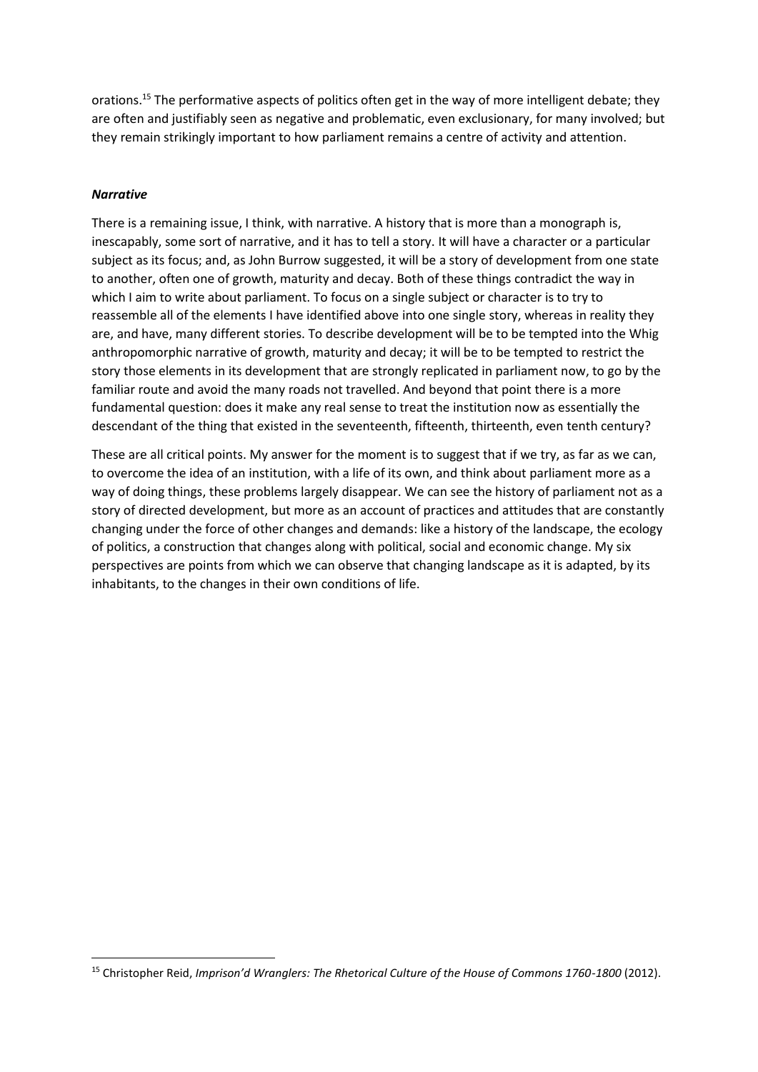orations.[15] The performative aspects of politics often get in the way of more intelligent debate; they are often and justifiably seen as negative and problematic, even exclusionary, for many involved; but they remain strikingly important to how parliament remains a centre of activity and attention.

### ***Narrative***

There is a remaining issue, I think, with narrative. A history that is more than a monograph is, inescapably, some sort of narrative, and it has to tell a story. It will have a character or a particular subject as its focus; and, as John Burrow suggested, it will be a story of development from one state to another, often one of growth, maturity and decay. Both of these things contradict the way in which I aim to write about parliament. To focus on a single subject or character is to try to reassemble all of the elements I have identified above into one single story, whereas in reality they are, and have, many different stories. To describe development will be to be tempted into the Whig anthropomorphic narrative of growth, maturity and decay; it will be to be tempted to restrict the story those elements in its development that are strongly replicated in parliament now, to go by the familiar route and avoid the many roads not travelled. And beyond that point there is a more fundamental question: does it make any real sense to treat the institution now as essentially the descendant of the thing that existed in the seventeenth, fifteenth, thirteenth, even tenth century?

These are all critical points. My answer for the moment is to suggest that if we try, as far as we can, to overcome the idea of an institution, with a life of its own, and think about parliament more as a way of doing things, these problems largely disappear. We can see the history of parliament not as a story of directed development, but more as an account of practices and attitudes that are constantly changing under the force of other changes and demands: like a history of the landscape, the ecology of politics, a construction that changes along with political, social and economic change. My six perspectives are points from which we can observe that changing landscape as it is adapted, by its inhabitants, to the changes in their own conditions of life.

---

[15] Christopher Reid, *Imprison'd Wranglers: The Rhetorical Culture of the House of Commons 1760-1800* (2012).